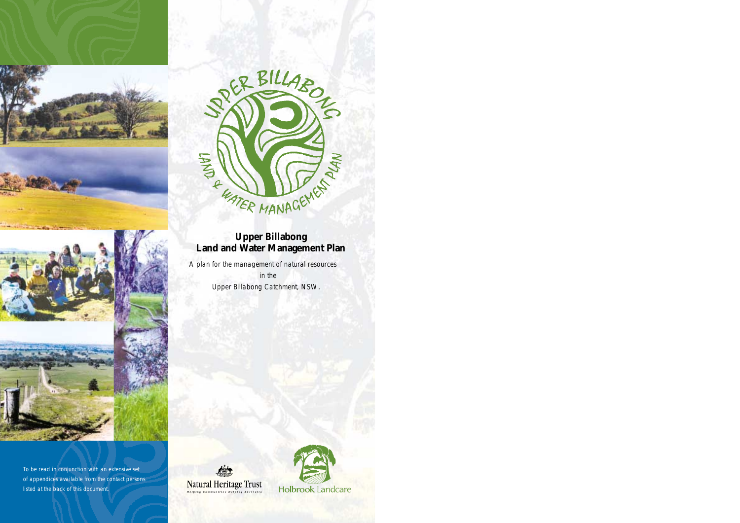# Upper Billabong Land and Water Management Plan

A plan for the management of natural resources
in the
Upper Billabong Catchment, NSW.

To be read in conjunction with an extensive set of appendices available from the contact persons listed at the back of this document.

Natural Heritage Trust
*Helping Communities Helping Australia*

Holbrook Landcare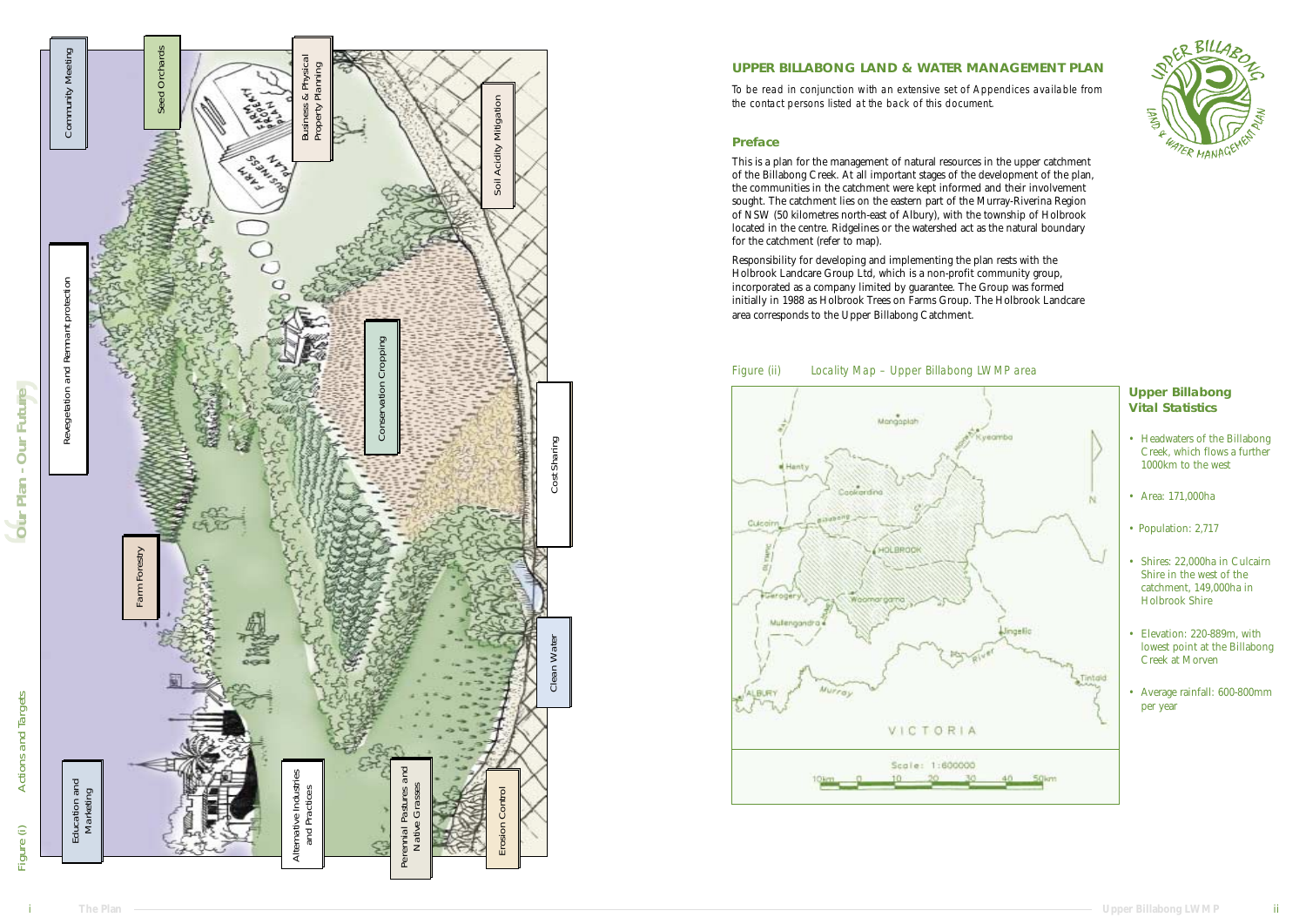Figure (i) Actions and Targets "Our Plan - Our Future"

Community Meeting

Seed Orchards

Business & Physical Property Planning

Soil Acidity Mitigation

Revegetation and Remnant protection

Conservation Cropping

Cost Sharing

Farm Forestry

Clean Water

Education and Marketing

Alternative Industries and Practices

Perennial Pastures and Native Grasses

Erosion Control

## UPPER BILLABONG LAND & WATER MANAGEMENT PLAN

*To be read in conjunction with an extensive set of Appendices available from the contact persons listed at the back of this document.*

### Preface

This is a plan for the management of natural resources in the upper catchment of the Billabong Creek. At all important stages of the development of the plan, the communities in the catchment were kept informed and their involvement sought. The catchment lies on the eastern part of the Murray-Riverina Region of NSW (50 kilometres north-east of Albury), with the township of Holbrook located in the centre. Ridgelines or the watershed act as the natural boundary for the catchment (refer to map).

Responsibility for developing and implementing the plan rests with the Holbrook Landcare Group Ltd, which is a non-profit community group, incorporated as a company limited by guarantee. The Group was formed initially in 1988 as Holbrook Trees on Farms Group. The Holbrook Landcare area corresponds to the Upper Billabong Catchment.

Figure (ii) Locality Map – Upper Billabong LWMP area

### Upper Billabong Vital Statistics

- Headwaters of the Billabong Creek, which flows a further 1000km to the west
- Area: 171,000ha
- Population: 2,717
- Shires: 22,000ha in Culcairn Shire in the west of the catchment, 149,000ha in Holbrook Shire
- Elevation: 220-889m, with lowest point at the Billabong Creek at Morven
- Average rainfall: 600-800mm per year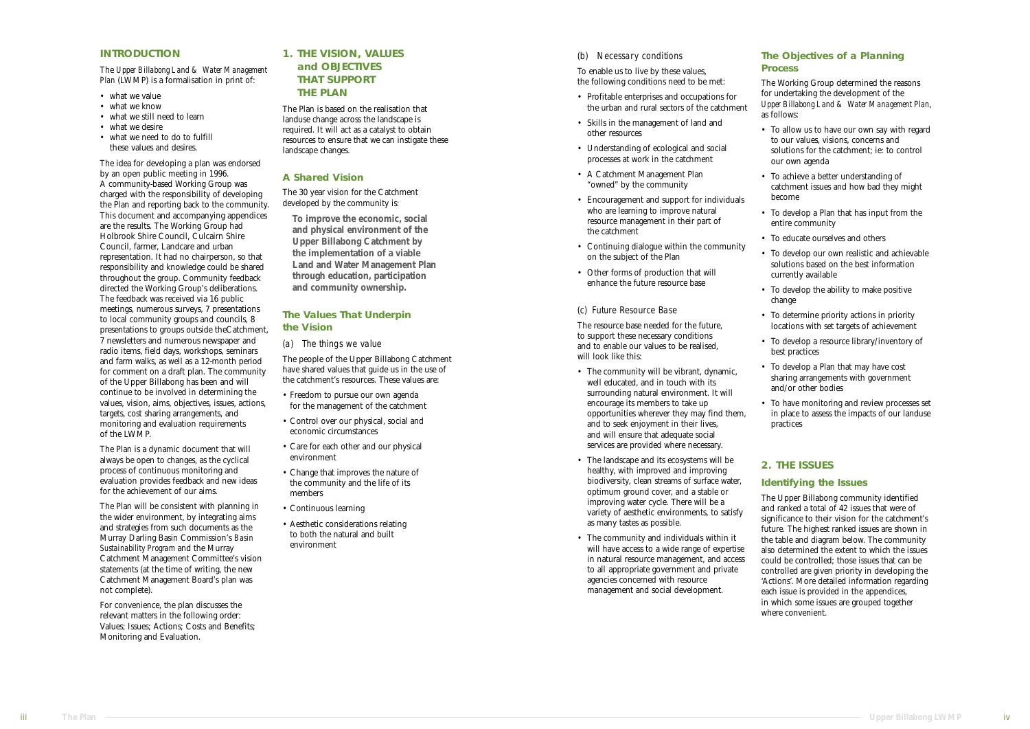## INTRODUCTION

The *Upper Billabong Land & Water Management Plan* (LWMP) is a formalisation in print of:

- what we value
- what we know
- what we still need to learn
- what we desire
- what we need to do to fulfill these values and desires.

The idea for developing a plan was endorsed by an open public meeting in 1996. A community-based Working Group was charged with the responsibility of developing the Plan and reporting back to the community. This document and accompanying appendices are the results. The Working Group had Holbrook Shire Council, Culcairn Shire Council, farmer, Landcare and urban representation. It had no chairperson, so that responsibility and knowledge could be shared throughout the group. Community feedback directed the Working Group's deliberations. The feedback was received via 16 public meetings, numerous surveys, 7 presentations to local community groups and councils, 8 presentations to groups outside theCatchment, 7 newsletters and numerous newspaper and radio items, field days, workshops, seminars and farm walks, as well as a 12-month period for comment on a draft plan. The community of the Upper Billabong has been and will continue to be involved in determining the values, vision, aims, objectives, issues, actions, targets, cost sharing arrangements, and monitoring and evaluation requirements of the LWMP.

The Plan is a dynamic document that will always be open to changes, as the cyclical process of continuous monitoring and evaluation provides feedback and new ideas for the achievement of our aims.

The Plan will be consistent with planning in the wider environment, by integrating aims and strategies from such documents as the Murray Darling Basin Commission's *Basin Sustainability Program* and the Murray Catchment Management Committee's vision statements (at the time of writing, the new Catchment Management Board's plan was not complete).

For convenience, the plan discusses the relevant matters in the following order: Values; Issues; Actions; Costs and Benefits; Monitoring and Evaluation.

## 1. THE VISION, VALUES and OBJECTIVES THAT SUPPORT THE PLAN

The Plan is based on the realisation that landuse change across the landscape is required. It will act as a catalyst to obtain resources to ensure that we can instigate these landscape changes.

### A Shared Vision

The 30 year vision for the Catchment developed by the community is:

> **To improve the economic, social and physical environment of the Upper Billabong Catchment by the implementation of a viable Land and Water Management Plan through education, participation and community ownership.**

### The Values That Underpin the Vision

*(a) The things we value*

The people of the Upper Billabong Catchment have shared values that guide us in the use of the catchment's resources. These values are:

- Freedom to pursue our own agenda for the management of the catchment
- Control over our physical, social and economic circumstances
- Care for each other and our physical environment
- Change that improves the nature of the community and the life of its members
- Continuous learning
- Aesthetic considerations relating to both the natural and built environment

*(b) Necessary conditions*

To enable us to live by these values, the following conditions need to be met:

- Profitable enterprises and occupations for the urban and rural sectors of the catchment
- Skills in the management of land and other resources
- Understanding of ecological and social processes at work in the catchment
- A Catchment Management Plan "owned" by the community
- Encouragement and support for individuals who are learning to improve natural resource management in their part of the catchment
- Continuing dialogue within the community on the subject of the Plan
- Other forms of production that will enhance the future resource base

*(c) Future Resource Base*

The resource base needed for the future, to support these necessary conditions and to enable our values to be realised, will look like this:

- The community will be vibrant, dynamic, well educated, and in touch with its surrounding natural environment. It will encourage its members to take up opportunities wherever they may find them, and to seek enjoyment in their lives, and will ensure that adequate social services are provided where necessary.
- The landscape and its ecosystems will be healthy, with improved and improving biodiversity, clean streams of surface water, optimum ground cover, and a stable or improving water cycle. There will be a variety of aesthetic environments, to satisfy as many tastes as possible.
- The community and individuals within it will have access to a wide range of expertise in natural resource management, and access to all appropriate government and private agencies concerned with resource management and social development.

### The Objectives of a Planning Process

The Working Group determined the reasons for undertaking the development of the *Upper Billabong Land & Water Management Plan*, as follows:

- To allow us to have our own say with regard to our values, visions, concerns and solutions for the catchment; ie: to control our own agenda
- To achieve a better understanding of catchment issues and how bad they might become
- To develop a Plan that has input from the entire community
- To educate ourselves and others
- To develop our own realistic and achievable solutions based on the best information currently available
- To develop the ability to make positive change
- To determine priority actions in priority locations with set targets of achievement
- To develop a resource library/inventory of best practices
- To develop a Plan that may have cost sharing arrangements with government and/or other bodies
- To have monitoring and review processes set in place to assess the impacts of our landuse practices

## 2. THE ISSUES

### Identifying the Issues

The Upper Billabong community identified and ranked a total of 42 issues that were of significance to their vision for the catchment's future. The highest ranked issues are shown in the table and diagram below. The community also determined the extent to which the issues could be controlled; those issues that can be controlled are given priority in developing the 'Actions'. More detailed information regarding each issue is provided in the appendices, in which some issues are grouped together where convenient.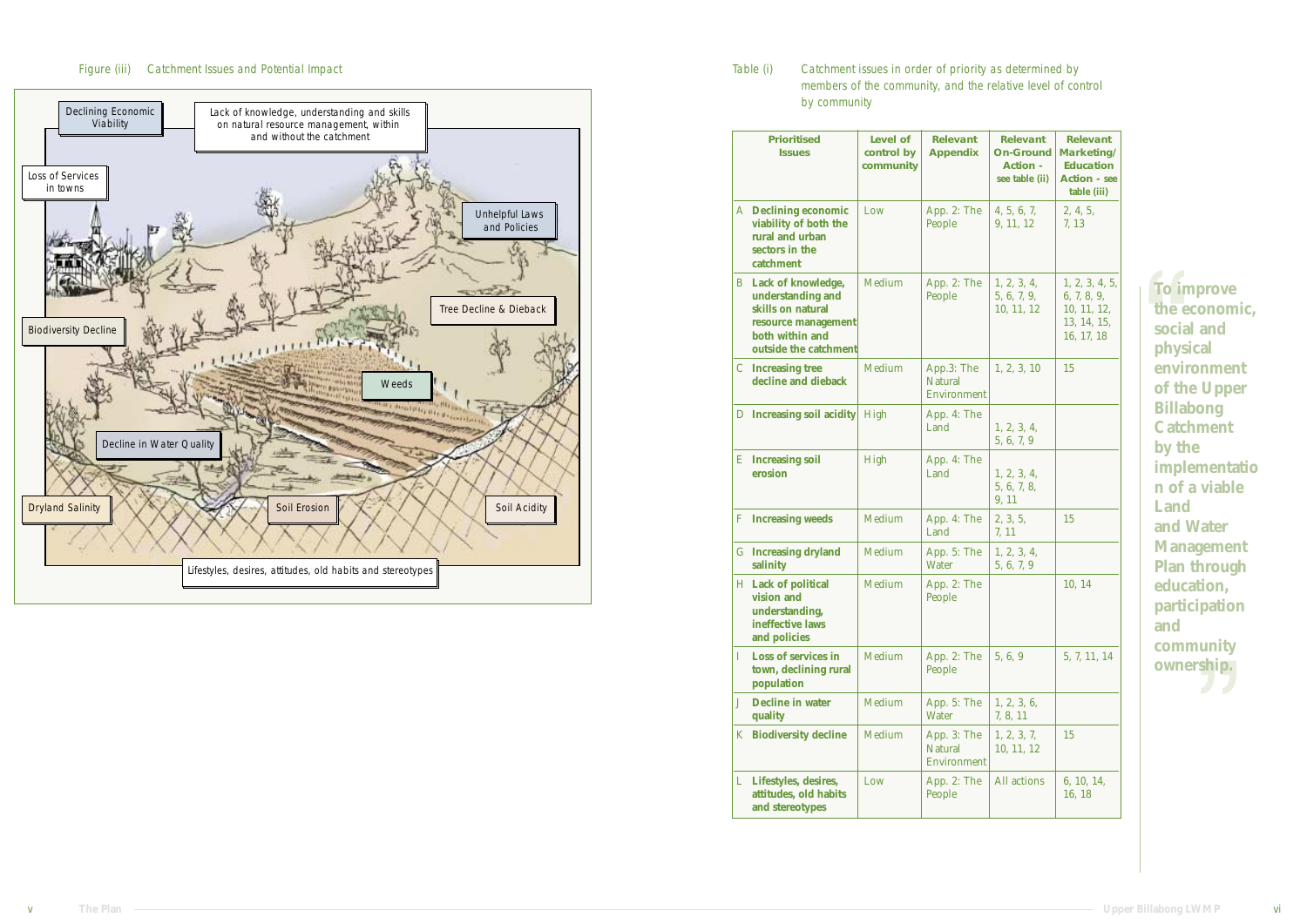Figure (iii) Catchment Issues and Potential Impact

Declining Economic Viability

Lack of knowledge, understanding and skills on natural resource management, within and without the catchment

Loss of Services in towns

Unhelpful Laws and Policies

Tree Decline & Dieback

Biodiversity Decline

Weeds

Decline in Water Quality

Dryland Salinity

Soil Erosion

Soil Acidity

Lifestyles, desires, attitudes, old habits and stereotypes

Table (i) Catchment issues in order of priority as determined by members of the community, and the relative level of control by community

| | Prioritised Issues | Level of control by community | Relevant Appendix | Relevant On-Ground Action - see table (ii) | Relevant Marketing/ Education Action - see table (iii) |
|---|---|---|---|---|---|
| A | **Declining economic viability of both the rural and urban sectors in the catchment** | Low | App. 2: The People | 4, 5, 6, 7, 9, 11, 12 | 2, 4, 5, 7, 13 |
| B | **Lack of knowledge, understanding and skills on natural resource management both within and outside the catchment** | Medium | App. 2: The People | 1, 2, 3, 4, 5, 6, 7, 9, 10, 11, 12 | 1, 2, 3, 4, 5, 6, 7, 8, 9, 10, 11, 12, 13, 14, 15, 16, 17, 18 |
| C | **Increasing tree decline and dieback** | Medium | App.3: The Natural Environment | 1, 2, 3, 10 | 15 |
| D | **Increasing soil acidity** | High | App. 4: The Land | 1, 2, 3, 4, 5, 6, 7, 9 | |
| E | **Increasing soil erosion** | High | App. 4: The Land | 1, 2, 3, 4, 5, 6, 7, 8, 9, 11 | |
| F | **Increasing weeds** | Medium | App. 4: The Land | 2, 3, 5, 7, 11 | 15 |
| G | **Increasing dryland salinity** | Medium | App. 5: The Water | 1, 2, 3, 4, 5, 6, 7, 9 | |
| H | **Lack of political vision and understanding, ineffective laws and policies** | Medium | App. 2: The People | | 10, 14 |
| I | **Loss of services in town, declining rural population** | Medium | App. 2: The People | 5, 6, 9 | 5, 7, 11, 14 |
| J | **Decline in water quality** | Medium | App. 5: The Water | 1, 2, 3, 6, 7, 8, 11 | |
| K | **Biodiversity decline** | Medium | App. 3: The Natural Environment | 1, 2, 3, 7, 10, 11, 12 | 15 |
| L | **Lifestyles, desires, attitudes, old habits and stereotypes** | Low | App. 2: The People | All actions | 6, 10, 14, 16, 18 |

> **"To improve the economic, social and physical environment of the Upper Billabong Catchment by the implementation of a viable Land and Water Management Plan through education, participation and community ownership."**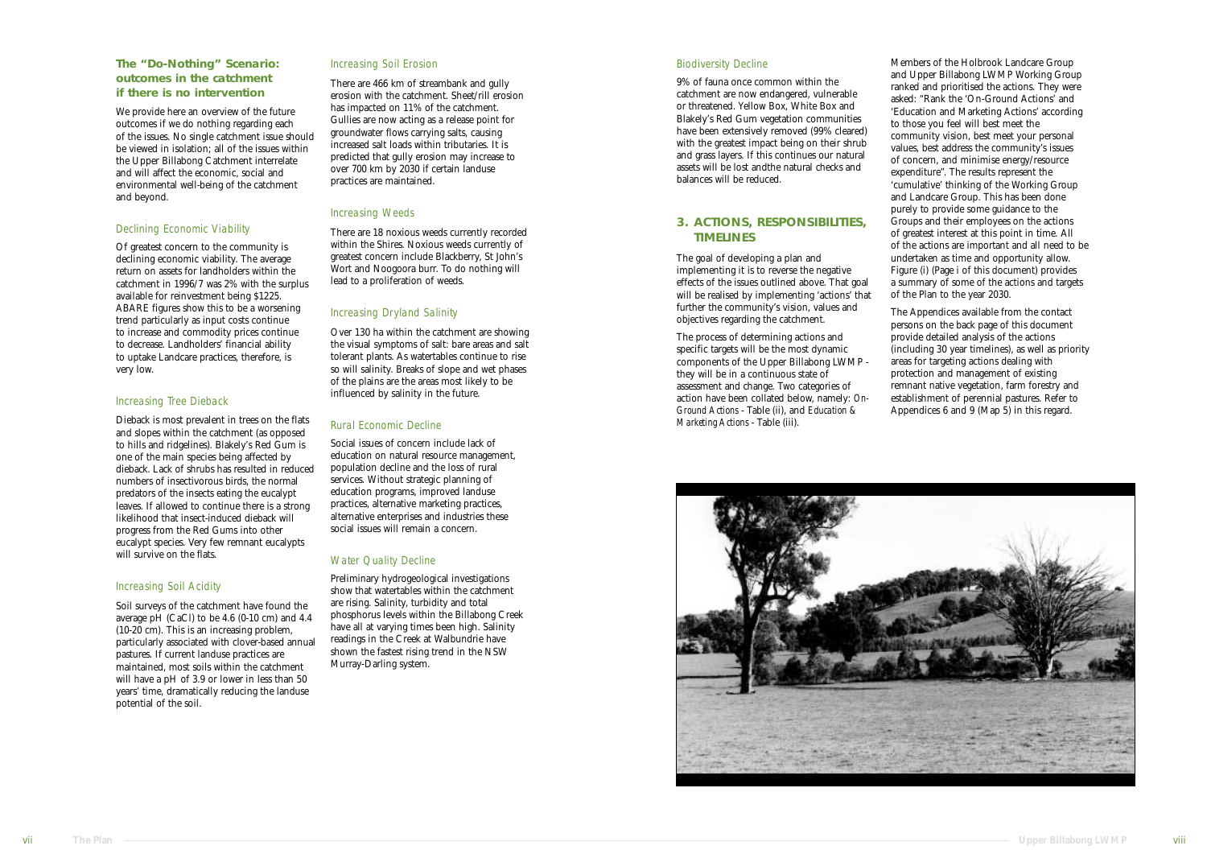### The "Do-Nothing" Scenario: outcomes in the catchment if there is no intervention

We provide here an overview of the future outcomes if we do nothing regarding each of the issues. No single catchment issue should be viewed in isolation; all of the issues within the Upper Billabong Catchment interrelate and will affect the economic, social and environmental well-being of the catchment and beyond.

#### *Declining Economic Viability*

Of greatest concern to the community is declining economic viability. The average return on assets for landholders within the catchment in 1996/7 was 2% with the surplus available for reinvestment being $1225. ABARE figures show this to be a worsening trend particularly as input costs continue to increase and commodity prices continue to decrease. Landholders' financial ability to uptake Landcare practices, therefore, is very low.

#### *Increasing Tree Dieback*

Dieback is most prevalent in trees on the flats and slopes within the catchment (as opposed to hills and ridgelines). Blakely's Red Gum is one of the main species being affected by dieback. Lack of shrubs has resulted in reduced numbers of insectivorous birds, the normal predators of the insects eating the eucalypt leaves. If allowed to continue there is a strong likelihood that insect-induced dieback will progress from the Red Gums into other eucalypt species. Very few remnant eucalypts will survive on the flats.

#### *Increasing Soil Acidity*

Soil surveys of the catchment have found the average pH (CaCl) to be 4.6 (0-10 cm) and 4.4 (10-20 cm). This is an increasing problem, particularly associated with clover-based annual pastures. If current landuse practices are maintained, most soils within the catchment will have a pH of 3.9 or lower in less than 50 years' time, dramatically reducing the landuse potential of the soil.

#### *Increasing Soil Erosion*

There are 466 km of streambank and gully erosion with the catchment. Sheet/rill erosion has impacted on 11% of the catchment. Gullies are now acting as a release point for groundwater flows carrying salts, causing increased salt loads within tributaries. It is predicted that gully erosion may increase to over 700 km by 2030 if certain landuse practices are maintained.

#### *Increasing Weeds*

There are 18 noxious weeds currently recorded within the Shires. Noxious weeds currently of greatest concern include Blackberry, St John's Wort and Noogoora burr. To do nothing will lead to a proliferation of weeds.

#### *Increasing Dryland Salinity*

Over 130 ha within the catchment are showing the visual symptoms of salt: bare areas and salt tolerant plants. As watertables continue to rise so will salinity. Breaks of slope and wet phases of the plains are the areas most likely to be influenced by salinity in the future.

#### *Rural Economic Decline*

Social issues of concern include lack of education on natural resource management, population decline and the loss of rural services. Without strategic planning of education programs, improved landuse practices, alternative marketing practices, alternative enterprises and industries these social issues will remain a concern.

#### *Water Quality Decline*

Preliminary hydrogeological investigations show that watertables within the catchment are rising. Salinity, turbidity and total phosphorus levels within the Billabong Creek have all at varying times been high. Salinity readings in the Creek at Walbundrie have shown the fastest rising trend in the NSW Murray-Darling system.

#### *Biodiversity Decline*

9% of fauna once common within the catchment are now endangered, vulnerable or threatened. Yellow Box, White Box and Blakely's Red Gum vegetation communities have been extensively removed (99% cleared) with the greatest impact being on their shrub and grass layers. If this continues our natural assets will be lost andthe natural checks and balances will be reduced.

## 3. ACTIONS, RESPONSIBILITIES, TIMELINES

The goal of developing a plan and implementing it is to reverse the negative effects of the issues outlined above. That goal will be realised by implementing 'actions' that further the community's vision, values and objectives regarding the catchment.

The process of determining actions and specific targets will be the most dynamic components of the Upper Billabong LWMP - they will be in a continuous state of assessment and change. Two categories of action have been collated below, namely: *On-Ground Actions* - Table (ii), and *Education & Marketing Actions* - Table (iii).

Members of the Holbrook Landcare Group and Upper Billabong LWMP Working Group ranked and prioritised the actions. They were asked: "Rank the 'On-Ground Actions' and 'Education and Marketing Actions' according to those you feel will best meet the community vision, best meet your personal values, best address the community's issues of concern, and minimise energy/resource expenditure". The results represent the 'cumulative' thinking of the Working Group and Landcare Group. This has been done purely to provide some guidance to the Groups and their employees on the actions of greatest interest at this point in time. All of the actions are important and all need to be undertaken as time and opportunity allow. Figure (i) (Page i of this document) provides a summary of some of the actions and targets of the Plan to the year 2030.

The Appendices available from the contact persons on the back page of this document provide detailed analysis of the actions (including 30 year timelines), as well as priority areas for targeting actions dealing with protection and management of existing remnant native vegetation, farm forestry and establishment of perennial pastures. Refer to Appendices 6 and 9 (Map 5) in this regard.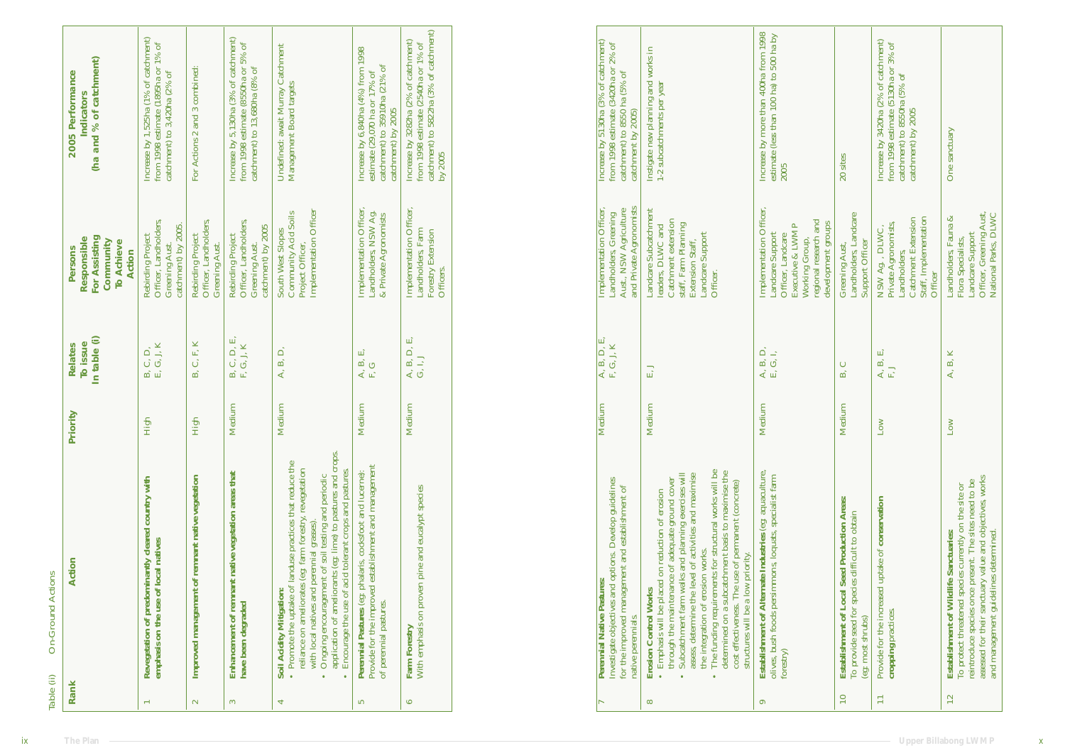Table (ii) On-Ground Actions

| Rank | Action | Priority | Relates To issue In table (i) | Persons Responsible For Assisting Community To Achieve Action | 2005 Performance Indicators (ha and % of catchment) |
|---|---|---|---|---|---|
| 1 | **Revegetation of predominantly cleared country with emphasis on the use of local natives** | High | B, C, D, E, G, J, K | Rebirding Project Officer, Landholders, Greening Aust. catchment) by 2005. | Increase by 1,525ha (1% of catchment) from 1998 estimate (1895ha or 1% of catchment) to 3,420ha (2% of |
| 2 | **Improved management of remnant native vegetation** | High | B, C, F, K | Rebirding Project Officer, Landholders, Greening Aust. | For Actions 2 and 3 combined: |
| 3 | **Enhancement of remnant native vegetation areas that have been degraded** | Medium | B, C, D, E, F, G, J, K | Rebirding Project Officer, Landholders, Greening Aust. catchment) by 2005 | Increase by 5,130ha (3% of catchment) from 1998 estimate (8550ha or 5% of catchment) to 13,680ha (8% of |
| 4 | **Soil Acidity Mitigation:** • Promote the uptake of landuse practices that reduce the reliance on ameliorates (eg: farm forestry, revegetation with local natives and perennial grasses). • Ongoing encouragement of soil testing and periodic application of ameliorants (eg: lime) to pastures and crops. • Encourage the use of acid tolerant crops and pastures. | Medium | A, B, D, | South West Slopes Community Acid Soils Project Officer, Implementation Officer | Undefined: await Murray Catchment Management Board targets |
| 5 | **Perennial Pastures** (eg: phalaris, cocksfoot and lucerne): Provide for the improved establishment and management of perennial pastures. | Medium | A, B, E, F, G | Implementation Officer, Landholders, NSW Ag. & Private Agronomists | Increase by 6,840ha (4%) from 1998 estimate (29,070 ha or 17% of catchment) to 35910ha (21% of catchment) by 2005 |
| 6 | **Farm Forestry** With emphasis on proven pine and eucalypt species | Medium | A, B, D, E, G, I, J | Implementation Officer, Landholders, Farm Forestry Extension Officers. | Increase by 3282ha (2% of catchment) from 1998 estimate (2540ha or 1% of catchment) to 5822ha (3% of catchment) by 2005 |
| 7 | **Perennial Native Pastures** Investigate objectives and options. Develop guidelines for the improved management and establishment of native perennials | Medium | A, B, D, E, F, G, J, K | Implementation Officer, Landholders, Greening Aust., NSW Agriculture and Private Agronomists | Increase by 5130ha (3% of catchment) from 1998 estimate (3420ha or 2% of catchment) to 8550 ha (5% of catchment by 2005) |
| 8 | **Erosion Control Works** • Emphasis will be placed on reduction of erosion through the maintenance of adequate ground cover • Subcatchment farm walks and planning exercises will assess, determine the level of activities and maximise the integration of erosion works. • The funding requirements for structural works will be determined on a subcatchment basis to maximise the cost effectiveness. The use of permanent (concrete) structures will be a low priority. | Medium | E, J | Landcare Subcatchment leaders, DLWC and Catchment extension staff, Farm Planning Extension Staff, Landcare Support Officer. | Instigate new planning and works in 1-2 subcatchments per year |
| 9 | **Establishment of Alternate Industries** (eg: aquaculture, olives, bush foods persimmons, loquats, specialist farm forestry) | Medium | A, B, D, E, G, I, | Implementation Officer, Landcare Support Officer, Landcare Executive & LWMP Working Group, regional research and development groups | Increase by more than 400ha from 1998 estimate (less than 100 ha) to 500 ha by 2005 |
| 10 | **Establishment of Local Seed Production Areas** To provide seed for species difficult to obtain (eg: most shrubs) | Medium | B, C | Greening Aust, Landholders, Landcare Support Officer | 20 sites |
| 11 | Provide for the increased uptake of **conservation cropping** practices | Low | A, B, E, F, J | NSW Ag., DLWC, Private Agronomists, Landholders, Catchment Extension Staff, Implementation Officer | Increase by 3420ha (2% of catchment) from 1998 estimate (5130ha or 3% of catchment) to 8550ha (5% of catchment) by 2005 |
| 12 | **Establishment of Wildlife Sanctuaries** To protect threatened species currently on the site or reintroduce species once present. The sites need to be assessed for their sanctuary value and objectives, works and management guidelines determined. | Low | A, B, K | Landholders, Fauna & Flora Specialists, Landcare Support Officer, Greening Aust, National Parks, DLWC | One sanctuary |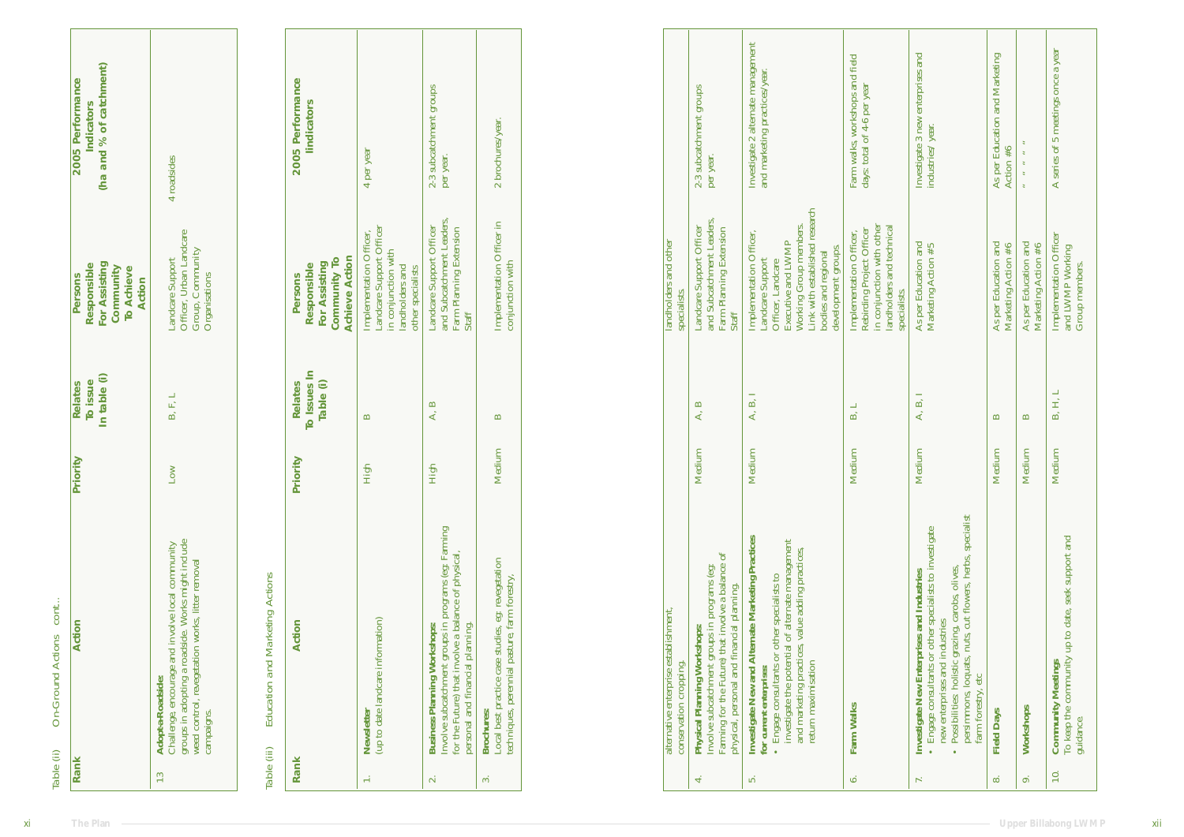Table (ii) On-Ground Actions cont...

| Rank | Action | Priority | Relates To issue In table (i) | Persons Responsible For Assisting Community To Achieve Action | 2005 Performance Indicators (ha and % of catchment) |
|---|---|---|---|---|---|
| 13 | **Adopt-a-Roadside:** Challenge, encourage and involve local community groups in adopting a roadside. Works might include weed control, revegetation works, litter removal campaigns. | Low | B, F, L | Landcare Support Officer, Urban Landcare Group, Community Organisations | 4 roadsides |

Table (iii) Education and Marketing Actions

| Rank | Action | Priority | Relates To Issues In Table (i) | Persons Responsible For Assisting Community To Achieve Action | 2005 Performance Iindicators |
|---|---|---|---|---|---|
| 1. | **Newsletter** (up to date landcare information) | High | B | Implementation Officer, Landcare Support Officer in conjunction with landholders and other specialists | 4 per year |
| 2. | **Business Planning Workshops:** Involve subcatchment groups in programs (eg: Farming for the Future) that involve a balance of physical, personal and financial planning. | High | A, B | Landcare Support Officer and Subcatchment Leaders, Farm Planning Extension Staff | 2-3 subcatchment groups per year. |
| 3. | **Brochures:** Local best practice case studies, eg: revegetation techniques, perennial pasture, farm forestry, alternative enterprise establishment, conservation cropping. | Medium | B | Implementation Officer in conjunction with landholders and other specialists. | 2 brochures/year. |
| 4. | **Physical Planning Workshops:** Involve subcatchment groups in programs (eg: Farming for the Future) that involve a balance of physical, personal and financial planning. | Medium | A, B | Landcare Support Officer and Subcatchment Leaders, Farm Planning Extension Staff | 2-3 subcatchment groups per year. |
| 5. | **Investigate New and Alternate Marketing Practices for current enterprises:** • Engage consultants or other specialists to investigate the potential of alternate management and marketing practices, value adding practices, return maximisation | Medium | A, B, I | Implementation Officer, Landcare Support Officer, Landcare Executive and LWMP Working Group members. Link with established research bodies and regional development groups. | Investigate 2 alternate management and marketing practices/year. |
| 6. | **Farm Walks** | Medium | B, L | Implementation Officer, Rebirding Project Officer in conjunction with other landholders and technical specialists. | Farm walks, workshops and field days: total of 4-6 per year |
| 7. | **Investigate New Enterprises and Industries** • Engage consultants or other specialists to investigate new enterprises and industries • Possibilities: holistic grazing, carobs, olives, persimmons, loquats, nuts, cut flowers, herbs, specialist farm forestry, etc | Medium | A, B, I | As per Education and Marketing Action #5 | Investigate 3 new enterprises and industries/ year. |
| 8. | **Field Days** | Medium | B | As per Education and Marketing Action #6 | As per Education and Marketing Action #6 |
| 9. | **Workshops** | Medium | B | As per Education and Marketing Action #6 | " " " " |
| 10. | **Community Meetings** To keep the community up to date, seek support and guidance | Medium | B, H, L | Implementation Officer and LWMP Working Group members. | A series of 5 meetings once a year |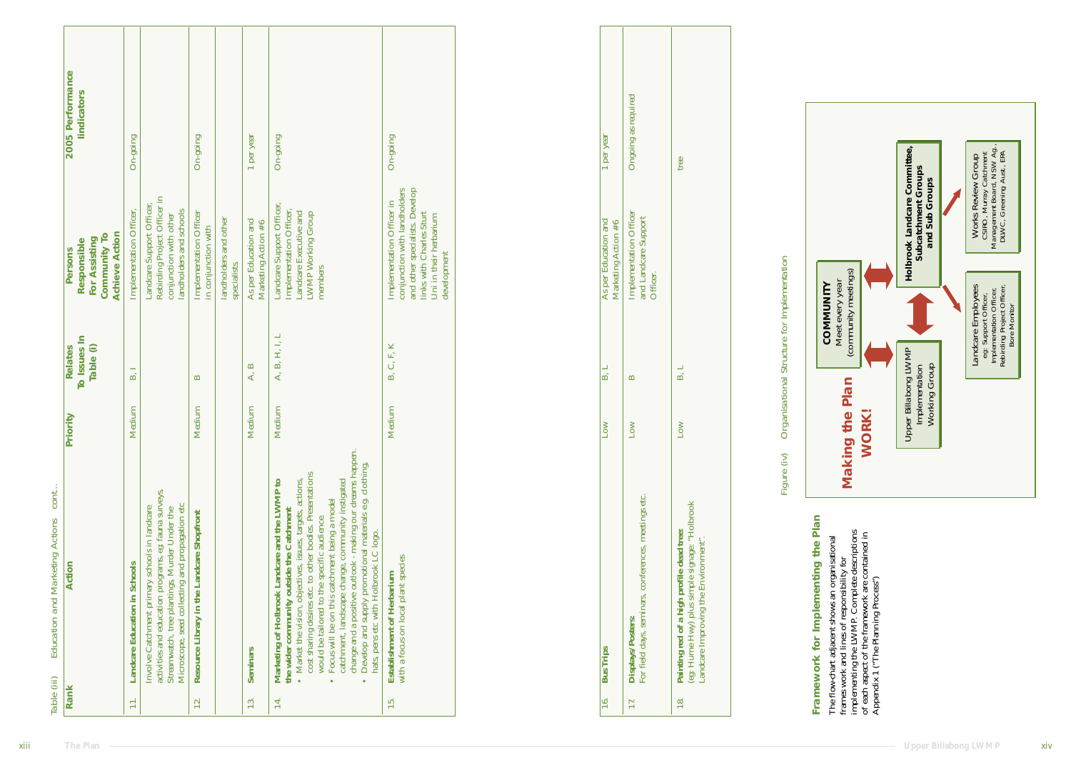Table (iii) Education and Marketing Actions cont...

| Rank | Action | Priority | Relates To Issues In Table (i) | Persons Responsible For Assisting Community To Achieve Action | 2005 Performance Indicators |
|---|---|---|---|---|---|
| 11. | **Landcare Education in Schools** | Medium | B, I | Implementation Officer, | On-going |
| | Involve Catchment primary schools in landcare activities and education programs, eg: fauna surveys Streamwatch, tree plantings, Murder Under the Microscope, seed collecting and propagation etc | | | Landcare Support Officer, Rebirding Project Officer in conjunction with other landholders and schools | |
| 12. | **Resource Library in the Landcare Shopfront** | Medium | B | Implementation Officer in conjunction with | On-going |
| | | | | landholders and other specialists | |
| 13. | **Seminars** | Medium | A, B | As per Education and Marketing Action #6 | 1 per year |
| 14. | **Marketing of Holbrook Landcare and the LWMP to the wider community outside the Catchment**<br>• Market the vision, objectives, issues, targets, actions, cost sharing desires etc. to other bodies. Presentations would be tailored to the specific audience.<br>• Focus will be on this catchment being a model catchment, landscape change, community instigated change and a positive outlook - making our dreams happen.<br>• Develop and supply promotional materials eg. clothing, hats, pens etc with Holbrook LC logo. | Medium | A, B, H, I, L | Landcare Support Officer, Implementation Officer, Landcare Executive and LWMP Working Group members | On-going |
| 15. | **Establishment of Herbarium**<br>with a focus on local plant species | Medium | B, C, F, K | Implementation Officer in conjunction with landholders and other specialists. Develop links with Charles Sturt Uni in their herbarium development | On-going |
| 16. | **Bus Trips** | Low | B, L | As per Education and Marketing Action #6 | 1 per year |
| 17. | **Displays/Posters**<br>For field days, seminars, conferences, meetings etc. | Low | B | Implementation Officer and Landcare Support Officer. | Ongoing as required |
| 18. | **Painting red of a high profile dead tree**<br>(eg: Hume Hwy) plus simple signage: "Holbrook Landcare Improving the Environment". | Low | B, L | | tree |

## Framework for Implementing the Plan

The flow-chart adjacent shows an organisational framework and lines of responsibility for implementing the LWMP. Complete descriptions of each aspect of the framework are contained in Appendix 1 ("The Planning Process")

**Making the Plan WORK!**

- **COMMUNITY** – Meet every year (community meetings)
- Upper Billabong LWMP Implementation Working Group
- **Holbrook Landcare Committee, Subcatchment Groups and Sub Groups**
- Landcare Employees – eg: Support Officer, Implementation Officer, Rebirding Project Officer, Bore Monitor
- Works Review Group – CSIRO, Murray Catchment Management Board, NSW Ag., DLWC, Greening Aust., EPA

Figure (iv) Organisational Structure for Implementation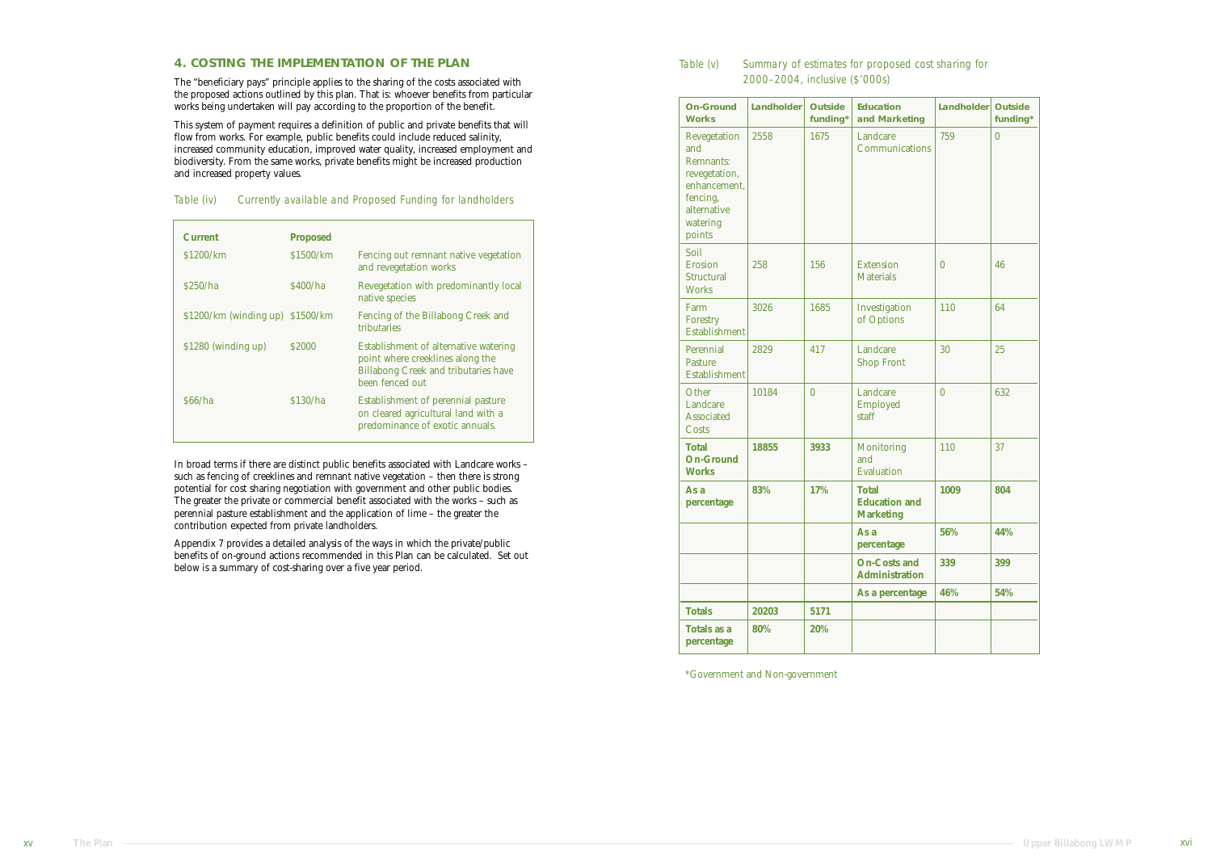## 4. COSTING THE IMPLEMENTATION OF THE PLAN

The "beneficiary pays" principle applies to the sharing of the costs associated with the proposed actions outlined by this plan. That is: whoever benefits from particular works being undertaken will pay according to the proportion of the benefit.

This system of payment requires a definition of public and private benefits that will flow from works. For example, public benefits could include reduced salinity, increased community education, improved water quality, increased employment and biodiversity. From the same works, private benefits might be increased production and increased property values.

*Table (iv) Currently available and Proposed Funding for landholders*

| Current | Proposed | |
|---|---|---|
| \$1200/km | \$1500/km | Fencing out remnant native vegetation and revegetation works |
| \$250/ha | \$400/ha | Revegetation with predominantly local native species |
| \$1200/km (winding up) | \$1500/km | Fencing of the Billabong Creek and tributaries |
| \$1280 (winding up) | \$2000 | Establishment of alternative watering point where creeklines along the Billabong Creek and tributaries have been fenced out |
| \$66/ha | \$130/ha | Establishment of perennial pasture on cleared agricultural land with a predominance of exotic annuals. |

In broad terms if there are distinct public benefits associated with Landcare works – such as fencing of creeklines and remnant native vegetation – then there is strong potential for cost sharing negotiation with government and other public bodies. The greater the private or commercial benefit associated with the works – such as perennial pasture establishment and the application of lime – the greater the contribution expected from private landholders.

Appendix 7 provides a detailed analysis of the ways in which the private/public benefits of on-ground actions recommended in this Plan can be calculated. Set out below is a summary of cost-sharing over a five year period.

*Table (v) Summary of estimates for proposed cost sharing for 2000–2004, inclusive (\$'000s)*

| On-Ground Works | Landholder | Outside funding* | Education and Marketing | Landholder | Outside funding* |
|---|---|---|---|---|---|
| Revegetation and Remnants: revegetation, enhancement, fencing, alternative watering points | 2558 | 1675 | Landcare Communications | 759 | 0 |
| Soil Erosion Structural Works | 258 | 156 | Extension Materials | 0 | 46 |
| Farm Forestry Establishment | 3026 | 1685 | Investigation of Options | 110 | 64 |
| Perennial Pasture Establishment | 2829 | 417 | Landcare Shop Front | 30 | 25 |
| Other Landcare Associated Costs | 10184 | 0 | Landcare Employed staff | 0 | 632 |
| **Total On-Ground Works** | **18855** | **3933** | Monitoring and Evaluation | 110 | 37 |
| **As a percentage** | **83%** | **17%** | **Total Education and Marketing** | **1009** | **804** |
| | | | **As a percentage** | **56%** | **44%** |
| | | | **On-Costs and Administration** | **339** | **399** |
| | | | **As a percentage** | **46%** | **54%** |
| **Totals** | **20203** | **5171** | | | |
| **Totals as a percentage** | **80%** | **20%** | | | |

*Government and Non-government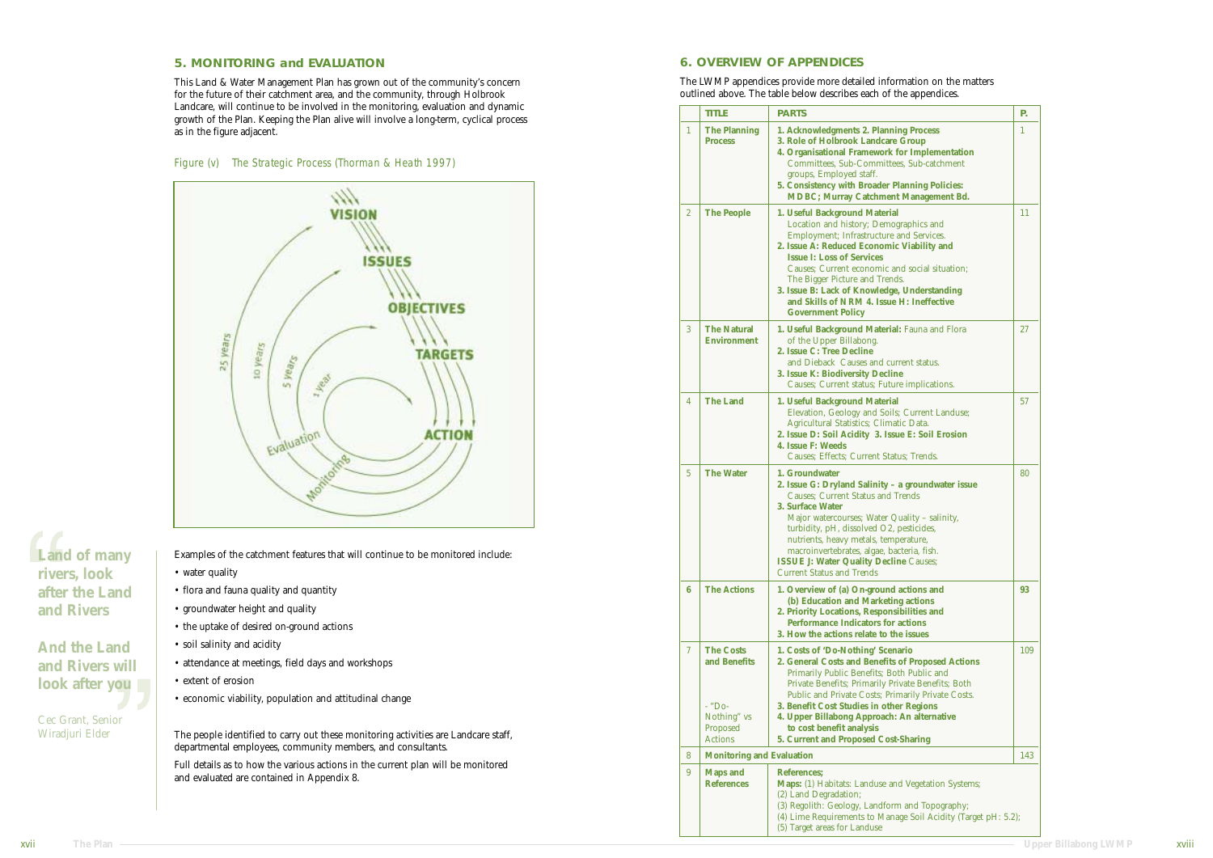## 5. MONITORING and EVALUATION

This Land & Water Management Plan has grown out of the community's concern for the future of their catchment area, and the community, through Holbrook Landcare, will continue to be involved in the monitoring, evaluation and dynamic growth of the Plan. Keeping the Plan alive will involve a long-term, cyclical process as in the figure adjacent.

*Figure (v) The Strategic Process (Thorman & Heath 1997)*

Examples of the catchment features that will continue to be monitored include:

- water quality
- flora and fauna quality and quantity
- groundwater height and quality
- the uptake of desired on-ground actions
- soil salinity and acidity
- attendance at meetings, field days and workshops
- extent of erosion
- economic viability, population and attitudinal change

The people identified to carry out these monitoring activities are Landcare staff, departmental employees, community members, and consultants.

Full details as to how the various actions in the current plan will be monitored and evaluated are contained in Appendix 8.

> **"Land of many rivers, look after the Land and Rivers**
>
> **And the Land and Rivers will look after you"**
>
> Cec Grant, Senior Wiradjuri Elder

## 6. OVERVIEW OF APPENDICES

The LWMP appendices provide more detailed information on the matters outlined above. The table below describes each of the appendices.

| | TITLE | PARTS | P. |
|---|---|---|---|
| 1 | **The Planning Process** | **1. Acknowledgments 2. Planning Process 3. Role of Holbrook Landcare Group 4. Organisational Framework for Implementation** Committees, Sub-Committees, Sub-catchment groups, Employed staff. **5. Consistency with Broader Planning Policies: MDBC; Murray Catchment Management Bd.** | 1 |
| 2 | **The People** | **1. Useful Background Material** Location and history; Demographics and Employment; Infrastructure and Services. **2. Issue A: Reduced Economic Viability and Issue I: Loss of Services** Causes; Current economic and social situation; The Bigger Picture and Trends. **3. Issue B: Lack of Knowledge, Understanding and Skills of NRM 4. Issue H: Ineffective Government Policy** | 11 |
| 3 | **The Natural Environment** | **1. Useful Background Material:** Fauna and Flora of the Upper Billabong. **2. Issue C: Tree Decline** and Dieback Causes and current status. **3. Issue K: Biodiversity Decline** Causes; Current status; Future implications. | 27 |
| 4 | **The Land** | **1. Useful Background Material** Elevation, Geology and Soils; Current Landuse; Agricultural Statistics; Climatic Data. **2. Issue D: Soil Acidity 3. Issue E: Soil Erosion 4. Issue F: Weeds** Causes; Effects; Current Status; Trends. | 57 |
| 5 | **The Water** | **1. Groundwater 2. Issue G: Dryland Salinity – a groundwater issue** Causes; Current Status and Trends **3. Surface Water** Major watercourses; Water Quality – salinity, turbidity, pH, dissolved O2, pesticides, nutrients, heavy metals, temperature, macroinvertebrates, algae, bacteria, fish. **ISSUE J: Water Quality Decline** Causes; Current Status and Trends | 80 |
| **6** | **The Actions** | **1. Overview of (a) On-ground actions and (b) Education and Marketing actions 2. Priority Locations, Responsibilities and Performance Indicators for actions 3. How the actions relate to the issues** | **93** |
| 7 | **The Costs and Benefits** - "Do-Nothing" vs Proposed Actions | **1. Costs of 'Do-Nothing' Scenario 2. General Costs and Benefits of Proposed Actions** Primarily Public Benefits; Both Public and Private Benefits; Primarily Private Benefits; Both Public and Private Costs; Primarily Private Costs. **3. Benefit Cost Studies in other Regions 4. Upper Billabong Approach: An alternative to cost benefit analysis 5. Current and Proposed Cost-Sharing** | 109 |
| 8 | **Monitoring and Evaluation** | | 143 |
| 9 | **Maps and References** | **References; Maps:** (1) Habitats: Landuse and Vegetation Systems; (2) Land Degradation; (3) Regolith: Geology, Landform and Topography; (4) Lime Requirements to Manage Soil Acidity (Target pH: 5.2); (5) Target areas for Landuse | |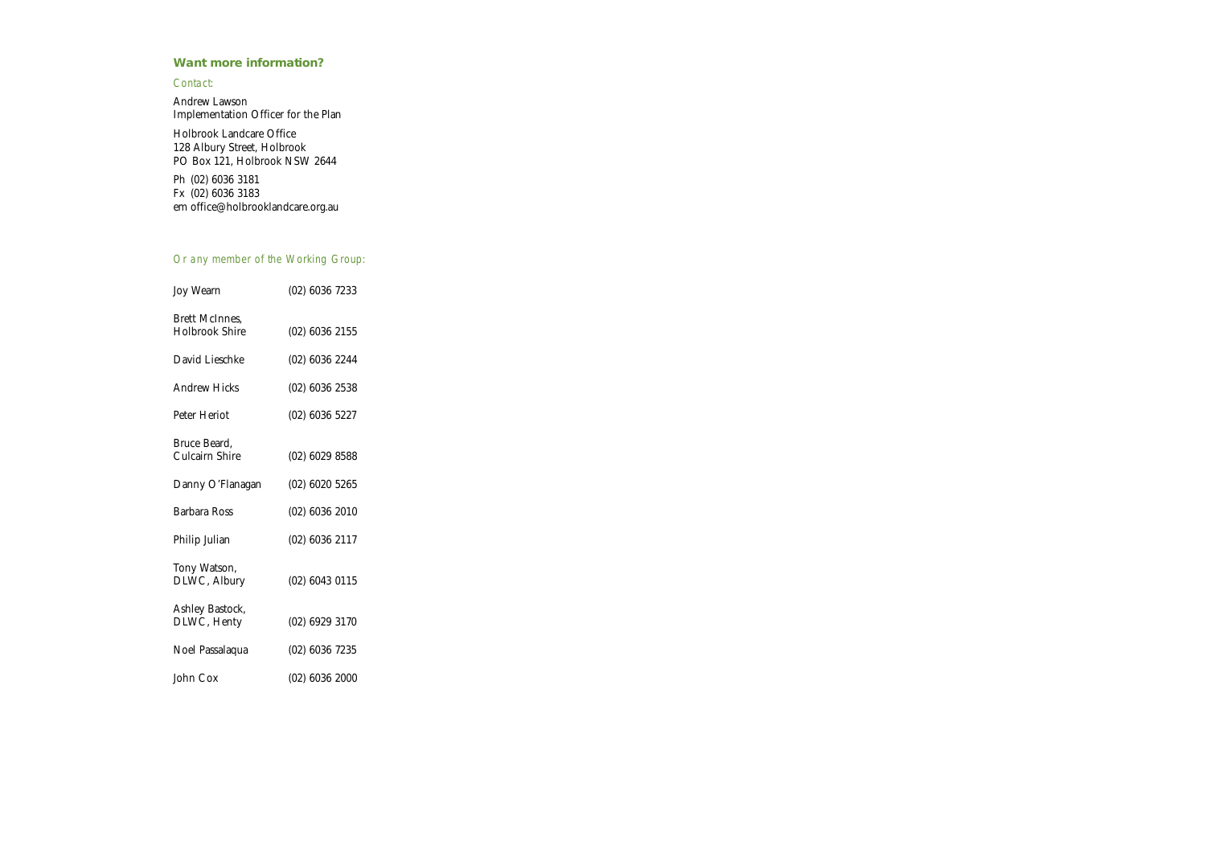## Want more information?

*Contact:*

Andrew Lawson
Implementation Officer for the Plan

Holbrook Landcare Office
128 Albury Street, Holbrook
PO Box 121, Holbrook NSW 2644

Ph (02) 6036 3181
Fx (02) 6036 3183
em office@holbrooklandcare.org.au

*Or any member of the Working Group:*

| | |
|---|---|
| Joy Wearn | (02) 6036 7233 |
| Brett McInnes, Holbrook Shire | (02) 6036 2155 |
| David Lieschke | (02) 6036 2244 |
| Andrew Hicks | (02) 6036 2538 |
| Peter Heriot | (02) 6036 5227 |
| Bruce Beard, Culcairn Shire | (02) 6029 8588 |
| Danny O'Flanagan | (02) 6020 5265 |
| Barbara Ross | (02) 6036 2010 |
| Philip Julian | (02) 6036 2117 |
| Tony Watson, DLWC, Albury | (02) 6043 0115 |
| Ashley Bastock, DLWC, Henty | (02) 6929 3170 |
| Noel Passalaqua | (02) 6036 7235 |
| John Cox | (02) 6036 2000 |